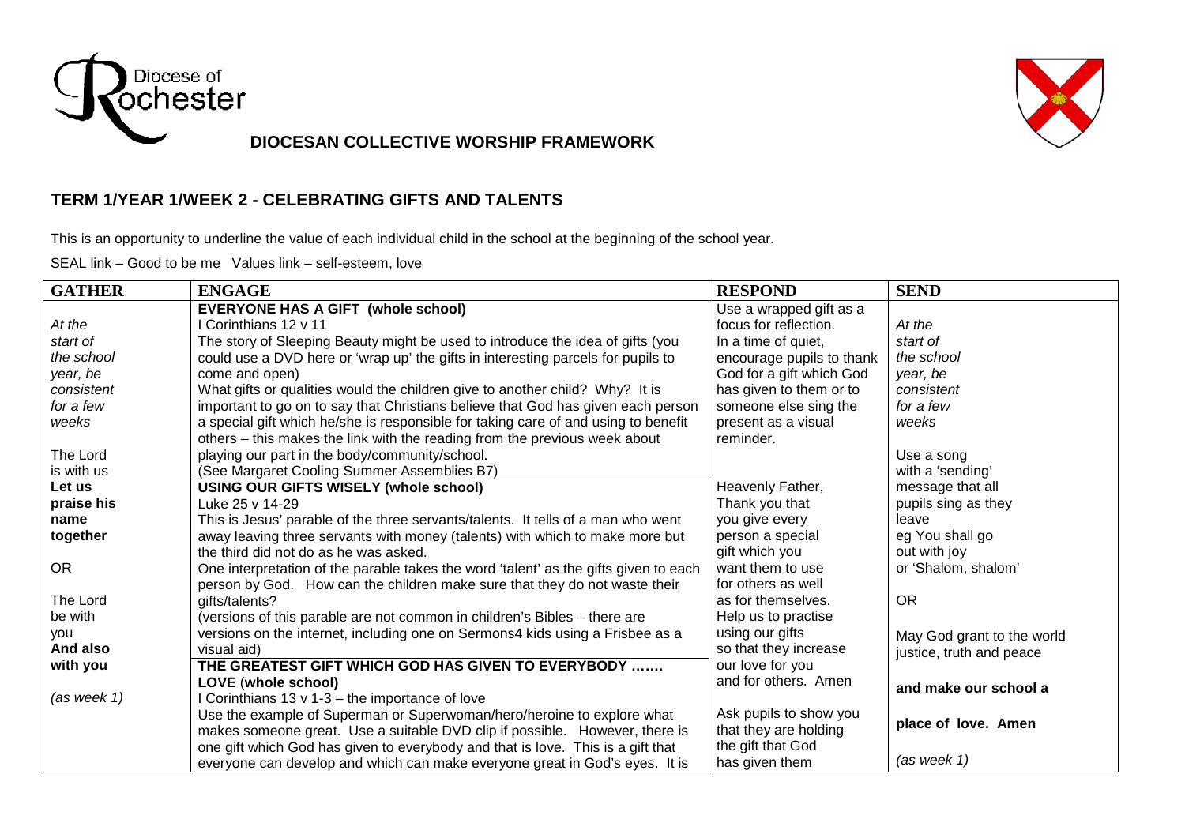Diocese of Rochester

## DIOCESAN COLLECTIVE WORSHIP FRAMEWORK

## TERM 1/YEAR 1/WEEK 2 - CELEBRATING GIFTS AND TALENTS

This is an opportunity to underline the value of each individual child in the school at the beginning of the school year.

SEAL link – Good to be me Values link – self-esteem, love

| GATHER | ENGAGE | RESPOND | SEND |
|---|---|---|---|
| At the start of the school year, be consistent for a few weeks<br><br>The Lord is with us<br>**Let us praise his name together**<br><br>OR<br><br>The Lord be with you<br>**And also with you**<br><br>*(as week 1)* | **EVERYONE HAS A GIFT (whole school)**<br>I Corinthians 12 v 11<br>The story of Sleeping Beauty might be used to introduce the idea of gifts (you could use a DVD here or 'wrap up' the gifts in interesting parcels for pupils to come and open)<br>What gifts or qualities would the children give to another child? Why? It is important to go on to say that Christians believe that God has given each person a special gift which he/she is responsible for taking care of and using to benefit others – this makes the link with the reading from the previous week about playing our part in the body/community/school.<br>(See Margaret Cooling Summer Assemblies B7)<br>**USING OUR GIFTS WISELY (whole school)**<br>Luke 25 v 14-29<br>This is Jesus' parable of the three servants/talents. It tells of a man who went away leaving three servants with money (talents) with which to make more but the third did not do as he was asked.<br>One interpretation of the parable takes the word 'talent' as the gifts given to each person by God. How can the children make sure that they do not waste their gifts/talents?<br>(versions of this parable are not common in children's Bibles – there are versions on the internet, including one on Sermons4 kids using a Frisbee as a visual aid)<br>**THE GREATEST GIFT WHICH GOD HAS GIVEN TO EVERYBODY …….**<br>**LOVE (whole school)**<br>I Corinthians 13 v 1-3 – the importance of love<br>Use the example of Superman or Superwoman/hero/heroine to explore what makes someone great. Use a suitable DVD clip if possible. However, there is one gift which God has given to everybody and that is love. This is a gift that everyone can develop and which can make everyone great in God's eyes. It is | Use a wrapped gift as a focus for reflection.<br>In a time of quiet, encourage pupils to thank God for a gift which God has given to them or to someone else sing the present as a visual reminder.<br><br>Heavenly Father,<br>Thank you that you give every person a special gift which you want them to use for others as well as for themselves.<br>Help us to practise using our gifts so that they increase our love for you and for others. Amen<br><br>Ask pupils to show you that they are holding the gift that God has given them | At the start of the school year, be consistent for a few weeks<br><br>Use a song with a 'sending' message that all pupils sing as they leave<br>eg You shall go out with joy<br>or 'Shalom, shalom'<br><br>OR<br><br>May God grant to the world justice, truth and peace<br><br>**and make our school a**<br><br>**place of love. Amen**<br><br>*(as week 1)* |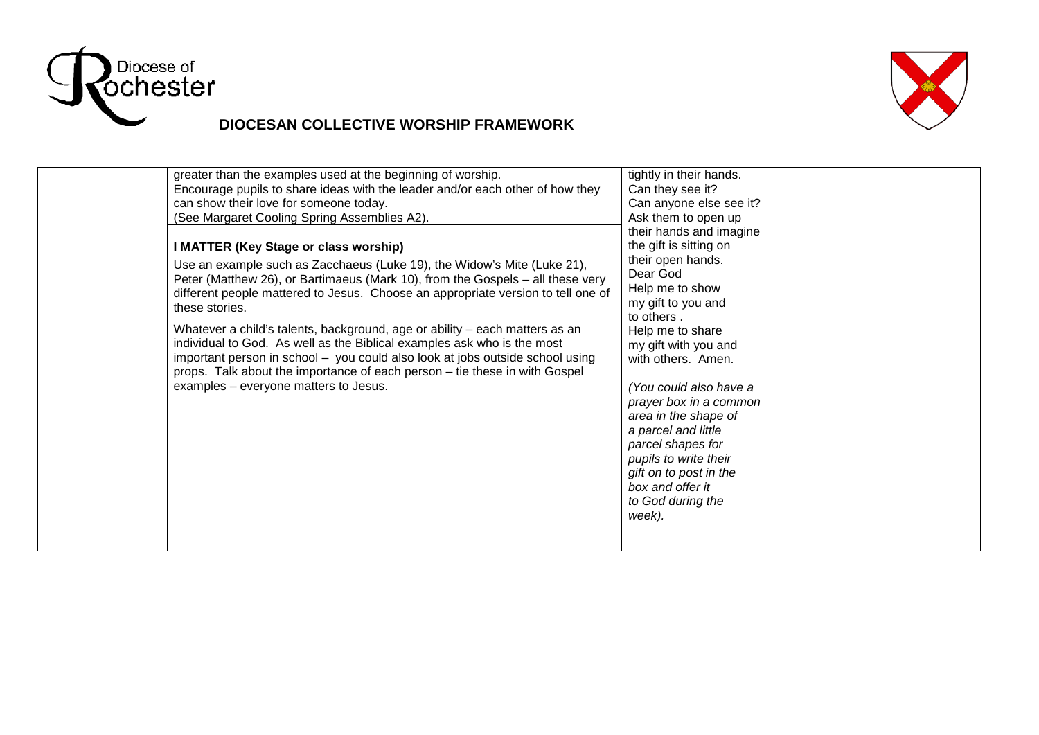| | | | |
|---|---|---|---|
| | greater than the examples used at the beginning of worship.<br>Encourage pupils to share ideas with the leader and/or each other of how they can show their love for someone today.<br>(See Margaret Cooling Spring Assemblies A2).<br><br>**I MATTER (Key Stage or class worship)**<br>Use an example such as Zacchaeus (Luke 19), the Widow's Mite (Luke 21), Peter (Matthew 26), or Bartimaeus (Mark 10), from the Gospels – all these very different people mattered to Jesus. Choose an appropriate version to tell one of these stories.<br>Whatever a child's talents, background, age or ability – each matters as an individual to God. As well as the Biblical examples ask who is the most important person in school – you could also look at jobs outside school using props. Talk about the importance of each person – tie these in with Gospel examples – everyone matters to Jesus. | tightly in their hands.<br>Can they see it?<br>Can anyone else see it?<br>Ask them to open up their hands and imagine the gift is sitting on their open hands.<br>Dear God<br>Help me to show my gift to you and to others .<br>Help me to share my gift with you and with others. Amen.<br><br>*(You could also have a prayer box in a common area in the shape of a parcel and little parcel shapes for pupils to write their gift on to post in the box and offer it to God during the week).* | |